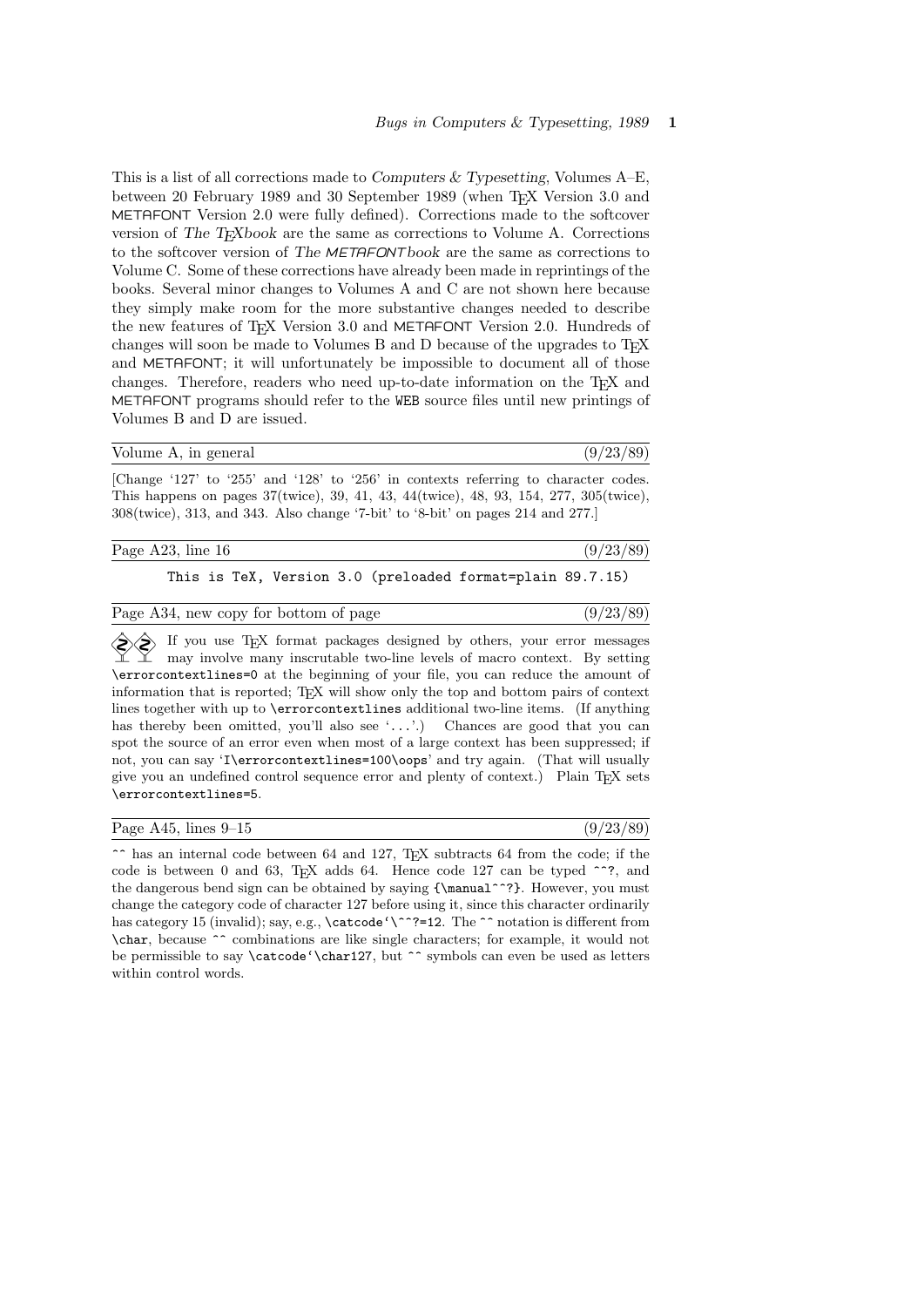This is a list of all corrections made to *Computers & Typesetting*, Volumes A–E, between 20 February 1989 and 30 September 1989 (when TeX Version 3.0 and METAFONT Version 2.0 were fully defined). Corrections made to the softcover version of *The TeXbook* are the same as corrections to Volume A. Corrections to the softcover version of *The METAFONTbook* are the same as corrections to Volume C. Some of these corrections have already been made in reprintings of the books. Several minor changes to Volumes A and C are not shown here because they simply make room for the more substantive changes needed to describe the new features of TeX Version 3.0 and METAFONT Version 2.0. Hundreds of changes will soon be made to Volumes B and D because of the upgrades to TeX and METAFONT; it will unfortunately be impossible to document all of those changes. Therefore, readers who need up-to-date information on the TeX and METAFONT programs should refer to the `WEB` source files until new printings of Volumes B and D are issued.

---

Volume A, in general (9/23/89)

[Change '127' to '255' and '128' to '256' in contexts referring to character codes. This happens on pages 37(twice), 39, 41, 43, 44(twice), 48, 93, 154, 277, 305(twice), 308(twice), 313, and 343. Also change '7-bit' to '8-bit' on pages 214 and 277.]

---

Page A23, line 16 (9/23/89)

```
This is TeX, Version 3.0 (preloaded format=plain 89.7.15)
```

---

Page A34, new copy for bottom of page (9/23/89)

If you use TeX format packages designed by others, your error messages may involve many inscrutable two-line levels of macro context. By setting `\errorcontextlines=0` at the beginning of your file, you can reduce the amount of information that is reported; TeX will show only the top and bottom pairs of context lines together with up to `\errorcontextlines` additional two-line items. (If anything has thereby been omitted, you'll also see '`...`'.) Chances are good that you can spot the source of an error even when most of a large context has been suppressed; if not, you can say '`I\errorcontextlines=100\oops`' and try again. (That will usually give you an undefined control sequence error and plenty of context.) Plain TeX sets `\errorcontextlines=5`.

---

Page A45, lines 9–15 (9/23/89)

`^^` has an internal code between 64 and 127, TeX subtracts 64 from the code; if the code is between 0 and 63, TeX adds 64. Hence code 127 can be typed `^^?`, and the dangerous bend sign can be obtained by saying `{\manual^^?}`. However, you must change the category code of character 127 before using it, since this character ordinarily has category 15 (invalid); say, e.g., `\catcode`\^^?=12`. The `^^` notation is different from `\char`, because `^^` combinations are like single characters; for example, it would not be permissible to say `\catcode`\char127`, but `^^` symbols can even be used as letters within control words.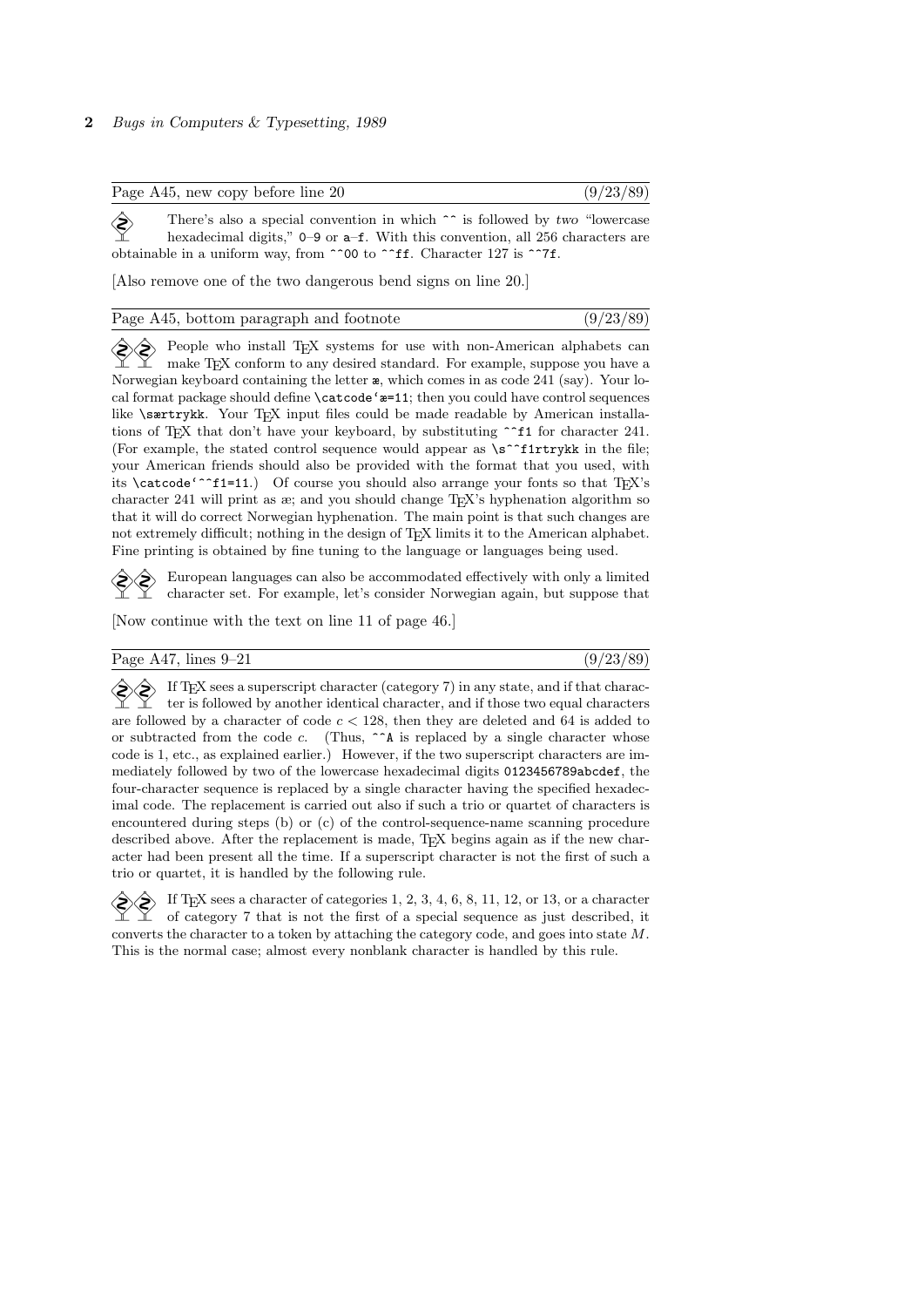Page A45, new copy before line 20 (9/23/89)

There's also a special convention in which `^^` is followed by *two* "lowercase hexadecimal digits," `0`–`9` or `a`–`f`. With this convention, all 256 characters are obtainable in a uniform way, from `^^00` to `^^ff`. Character 127 is `^^7f`.

[Also remove one of the two dangerous bend signs on line 20.]

Page A45, bottom paragraph and footnote (9/23/89)

People who install TeX systems for use with non-American alphabets can make TeX conform to any desired standard. For example, suppose you have a Norwegian keyboard containing the letter æ, which comes in as code 241 (say). Your local format package should define `\catcode`æ=11`; then you could have control sequences like `\særtrykk`. Your TeX input files could be made readable by American installations of TeX that don't have your keyboard, by substituting `^^f1` for character 241. (For example, the stated control sequence would appear as `\s^^f1rtrykk` in the file; your American friends should also be provided with the format that you used, with its `\catcode`^^f1=11`.) Of course you should also arrange your fonts so that TeX's character 241 will print as æ; and you should change TeX's hyphenation algorithm so that it will do correct Norwegian hyphenation. The main point is that such changes are not extremely difficult; nothing in the design of TeX limits it to the American alphabet. Fine printing is obtained by fine tuning to the language or languages being used.

European languages can also be accommodated effectively with only a limited character set. For example, let's consider Norwegian again, but suppose that

[Now continue with the text on line 11 of page 46.]

Page A47, lines 9–21 (9/23/89)

If TeX sees a superscript character (category 7) in any state, and if that character is followed by another identical character, and if those two equal characters are followed by a character of code $c < 128$, then they are deleted and 64 is added to or subtracted from the code $c$. (Thus, `^^A` is replaced by a single character whose code is 1, etc., as explained earlier.) However, if the two superscript characters are immediately followed by two of the lowercase hexadecimal digits `0123456789abcdef`, the four-character sequence is replaced by a single character having the specified hexadecimal code. The replacement is carried out also if such a trio or quartet of characters is encountered during steps (b) or (c) of the control-sequence-name scanning procedure described above. After the replacement is made, TeX begins again as if the new character had been present all the time. If a superscript character is not the first of such a trio or quartet, it is handled by the following rule.

If TeX sees a character of categories 1, 2, 3, 4, 6, 8, 11, 12, or 13, or a character of category 7 that is not the first of a special sequence as just described, it converts the character to a token by attaching the category code, and goes into state $M$. This is the normal case; almost every nonblank character is handled by this rule.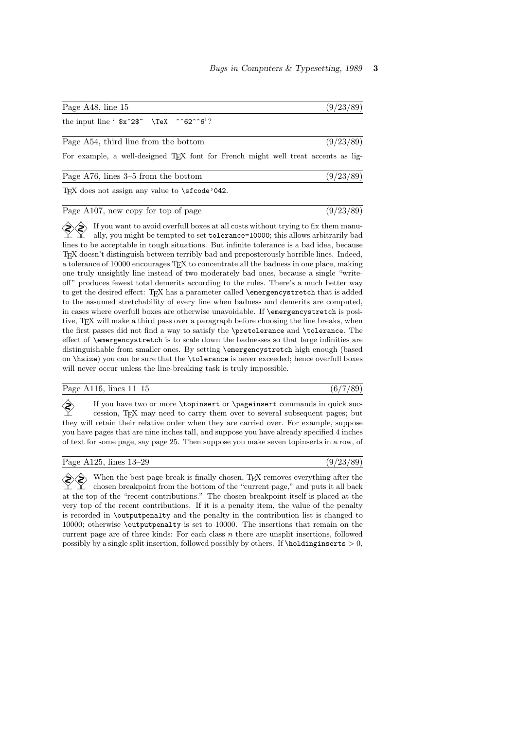Page A48, line 15 (9/23/89)

the input line '`$x^2$~ \TeX ^^62^^6`'?

Page A54, third line from the bottom (9/23/89)

For example, a well-designed TeX font for French might well treat accents as lig-

Page A76, lines 3–5 from the bottom (9/23/89)

TeX does not assign any value to `\sfcode'042`.

Page A107, new copy for top of page (9/23/89)

If you want to avoid overfull boxes at all costs without trying to fix them manually, you might be tempted to set `tolerance=10000`; this allows arbitrarily bad lines to be acceptable in tough situations. But infinite tolerance is a bad idea, because TeX doesn't distinguish between terribly bad and preposterously horrible lines. Indeed, a tolerance of 10000 encourages TeX to concentrate all the badness in one place, making one truly unsightly line instead of two moderately bad ones, because a single "write-off" produces fewest total demerits according to the rules. There's a much better way to get the desired effect: TeX has a parameter called `\emergencystretch` that is added to the assumed stretchability of every line when badness and demerits are computed, in cases where overfull boxes are otherwise unavoidable. If `\emergencystretch` is positive, TeX will make a third pass over a paragraph before choosing the line breaks, when the first passes did not find a way to satisfy the `\pretolerance` and `\tolerance`. The effect of `\emergencystretch` is to scale down the badnesses so that large infinities are distinguishable from smaller ones. By setting `\emergencystretch` high enough (based on `\hsize`) you can be sure that the `\tolerance` is never exceeded; hence overfull boxes will never occur unless the line-breaking task is truly impossible.

Page A116, lines 11–15 (6/7/89)

If you have two or more `\topinsert` or `\pageinsert` commands in quick succession, TeX may need to carry them over to several subsequent pages; but they will retain their relative order when they are carried over. For example, suppose you have pages that are nine inches tall, and suppose you have already specified 4 inches of text for some page, say page 25. Then suppose you make seven topinserts in a row, of

Page A125, lines 13–29 (9/23/89)

When the best page break is finally chosen, TeX removes everything after the chosen breakpoint from the bottom of the "current page," and puts it all back at the top of the "recent contributions." The chosen breakpoint itself is placed at the very top of the recent contributions. If it is a penalty item, the value of the penalty is recorded in `\outputpenalty` and the penalty in the contribution list is changed to 10000; otherwise `\outputpenalty` is set to 10000. The insertions that remain on the current page are of three kinds: For each class $n$ there are unsplit insertions, followed possibly by a single split insertion, followed possibly by others. If `\holdinginserts` $> 0$,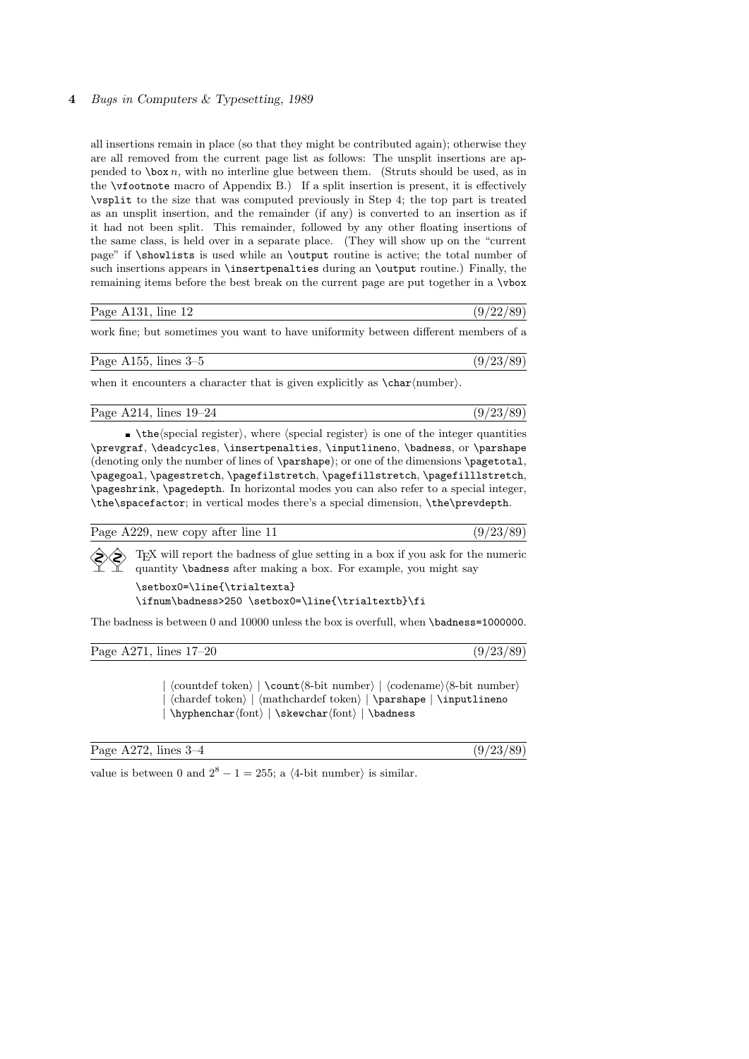all insertions remain in place (so that they might be contributed again); otherwise they are all removed from the current page list as follows: The unsplit insertions are appended to `\box` $n$, with no interline glue between them. (Struts should be used, as in the `\vfootnote` macro of Appendix B.) If a split insertion is present, it is effectively `\vsplit` to the size that was computed previously in Step 4; the top part is treated as an unsplit insertion, and the remainder (if any) is converted to an insertion as if it had not been split. This remainder, followed by any other floating insertions of the same class, is held over in a separate place. (They will show up on the "current page" if `\showlists` is used while an `\output` routine is active; the total number of such insertions appears in `\insertpenalties` during an `\output` routine.) Finally, the remaining items before the best break on the current page are put together in a `\vbox`

---

Page A131, line 12 (9/22/89)

---

work fine; but sometimes you want to have uniformity between different members of a

---

Page A155, lines 3–5 (9/23/89)

---

when it encounters a character that is given explicitly as `\char`⟨number⟩.

---

Page A214, lines 19–24 (9/23/89)

---

- `\the`⟨special register⟩, where ⟨special register⟩ is one of the integer quantities `\prevgraf`, `\deadcycles`, `\insertpenalties`, `\inputlineno`, `\badness`, or `\parshape` (denoting only the number of lines of `\parshape`); or one of the dimensions `\pagetotal`, `\pagegoal`, `\pagestretch`, `\pagefilstretch`, `\pagefillstretch`, `\pagefilllstretch`, `\pageshrink`, `\pagedepth`. In horizontal modes you can also refer to a special integer, `\the\spacefactor`; in vertical modes there's a special dimension, `\the\prevdepth`.

---

Page A229, new copy after line 11 (9/23/89)

---

TeX will report the badness of glue setting in a box if you ask for the numeric quantity `\badness` after making a box. For example, you might say

```
\setbox0=\line{\trialtexta}
\ifnum\badness>250 \setbox0=\line{\trialtextb}\fi
```

The badness is between 0 and 10000 unless the box is overfull, when `\badness=1000000`.

---

Page A271, lines 17–20 (9/23/89)

---

| ⟨countdef token⟩ | `\count`⟨8-bit number⟩ | ⟨codename⟩⟨8-bit number⟩
| ⟨chardef token⟩ | ⟨mathchardef token⟩ | `\parshape` | `\inputlineno`
| `\hyphenchar`⟨font⟩ | `\skewchar`⟨font⟩ | `\badness`

---

Page A272, lines 3–4 (9/23/89)

---

value is between 0 and $2^8 - 1 = 255$; a ⟨4-bit number⟩ is similar.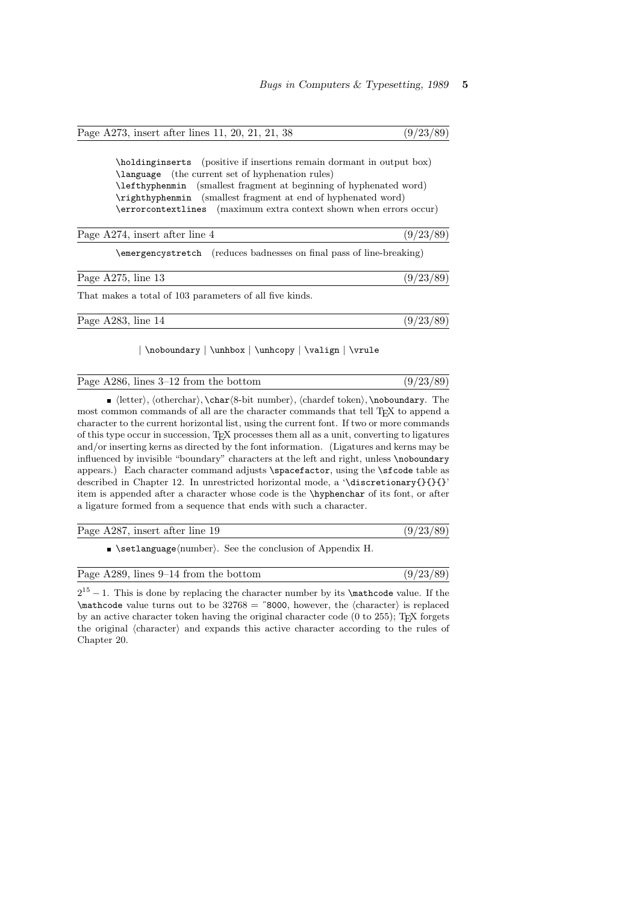Page A273, insert after lines 11, 20, 21, 21, 38 (9/23/89)

`\holdinginserts` (positive if insertions remain dormant in output box)
`\language` (the current set of hyphenation rules)
`\lefthyphenmin` (smallest fragment at beginning of hyphenated word)
`\righthyphenmin` (smallest fragment at end of hyphenated word)
`\errorcontextlines` (maximum extra context shown when errors occur)

Page A274, insert after line 4 (9/23/89)

`\emergencystretch` (reduces badnesses on final pass of line-breaking)

Page A275, line 13 (9/23/89)

That makes a total of 103 parameters of all five kinds.

Page A283, line 14 (9/23/89)

| `\noboundary` | `\unhbox` | `\unhcopy` | `\valign` | `\vrule`

Page A286, lines 3–12 from the bottom (9/23/89)

■ ⟨letter⟩, ⟨otherchar⟩, `\char`⟨8-bit number⟩, ⟨chardef token⟩, `\noboundary`. The most common commands of all are the character commands that tell TeX to append a character to the current horizontal list, using the current font. If two or more commands of this type occur in succession, TeX processes them all as a unit, converting to ligatures and/or inserting kerns as directed by the font information. (Ligatures and kerns may be influenced by invisible "boundary" characters at the left and right, unless `\noboundary` appears.) Each character command adjusts `\spacefactor`, using the `\sfcode` table as described in Chapter 12. In unrestricted horizontal mode, a '`\discretionary{}{}{}`' item is appended after a character whose code is the `\hyphenchar` of its font, or after a ligature formed from a sequence that ends with such a character.

Page A287, insert after line 19 (9/23/89)

■ `\setlanguage`⟨number⟩. See the conclusion of Appendix H.

Page A289, lines 9–14 from the bottom (9/23/89)

$2^{15}-1$. This is done by replacing the character number by its `\mathcode` value. If the `\mathcode` value turns out to be 32768 = ″`8000`, however, the ⟨character⟩ is replaced by an active character token having the original character code (0 to 255); TeX forgets the original ⟨character⟩ and expands this active character according to the rules of Chapter 20.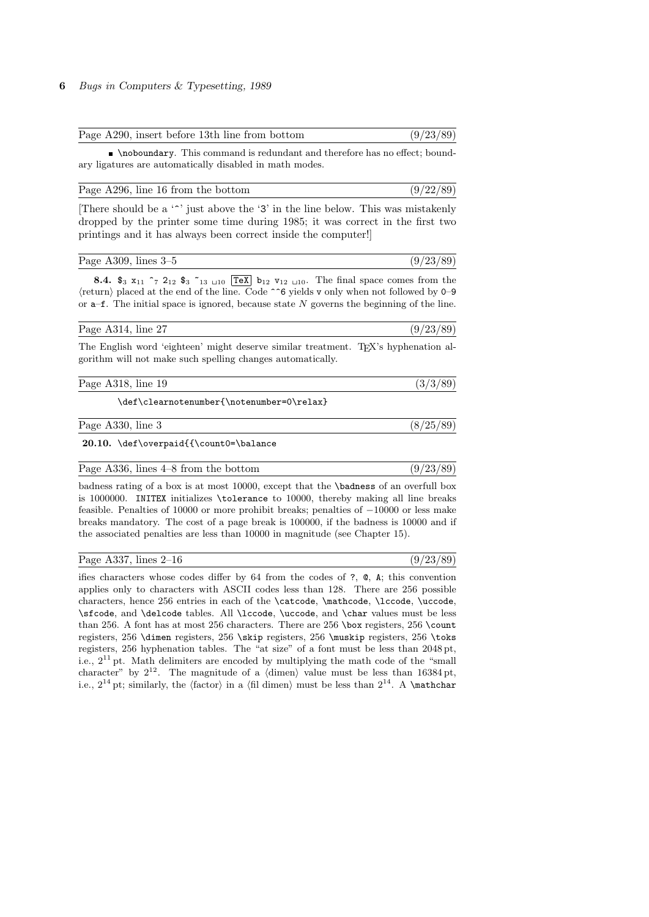Page A290, insert before 13th line from bottom (9/23/89)

■ `\noboundary`. This command is redundant and therefore has no effect; boundary ligatures are automatically disabled in math modes.

Page A296, line 16 from the bottom (9/22/89)

[There should be a '^' just above the '3' in the line below. This was mistakenly dropped by the printer some time during 1985; it was correct in the first two printings and it has always been correct inside the computer!]

Page A309, lines 3–5 (9/23/89)

**8.4.** $\$_3$ $\mathtt{x}_{11}$ $\hat{}_7$ $2_{12}$ $\$_3$ $\tilde{}_{13}$ $␣_{10}$ [TeX] $\mathtt{b}_{12}$ $\mathtt{v}_{12}$ $␣_{10}$. The final space comes from the ⟨return⟩ placed at the end of the line. Code `^^6` yields `v` only when not followed by `0`–`9` or `a`–`f`. The initial space is ignored, because state $N$ governs the beginning of the line.

Page A314, line 27 (9/23/89)

The English word 'eighteen' might deserve similar treatment. TeX's hyphenation algorithm will not make such spelling changes automatically.

Page A318, line 19 (3/3/89)

```
\def\clearnotenumber{\notenumber=0\relax}
```

Page A330, line 3 (8/25/89)

**20.10.** `\def\overpaid{{\count0=\balance`

Page A336, lines 4–8 from the bottom (9/23/89)

badness rating of a box is at most 10000, except that the `\badness` of an overfull box is 1000000. `INITEX` initializes `\tolerance` to 10000, thereby making all line breaks feasible. Penalties of 10000 or more prohibit breaks; penalties of −10000 or less make breaks mandatory. The cost of a page break is 100000, if the badness is 10000 and if the associated penalties are less than 10000 in magnitude (see Chapter 15).

Page A337, lines 2–16 (9/23/89)

ifies characters whose codes differ by 64 from the codes of `?`, `@`, `A`; this convention applies only to characters with ASCII codes less than 128. There are 256 possible characters, hence 256 entries in each of the `\catcode`, `\mathcode`, `\lccode`, `\uccode`, `\sfcode`, and `\delcode` tables. All `\lccode`, `\uccode`, and `\char` values must be less than 256. A font has at most 256 characters. There are 256 `\box` registers, 256 `\count` registers, 256 `\dimen` registers, 256 `\skip` registers, 256 `\muskip` registers, 256 `\toks` registers, 256 hyphenation tables. The "at size" of a font must be less than 2048 pt, i.e., $2^{11}$ pt. Math delimiters are encoded by multiplying the math code of the "small character" by $2^{12}$. The magnitude of a ⟨dimen⟩ value must be less than 16384 pt, i.e., $2^{14}$ pt; similarly, the ⟨factor⟩ in a ⟨fil dimen⟩ must be less than $2^{14}$. A `\mathchar`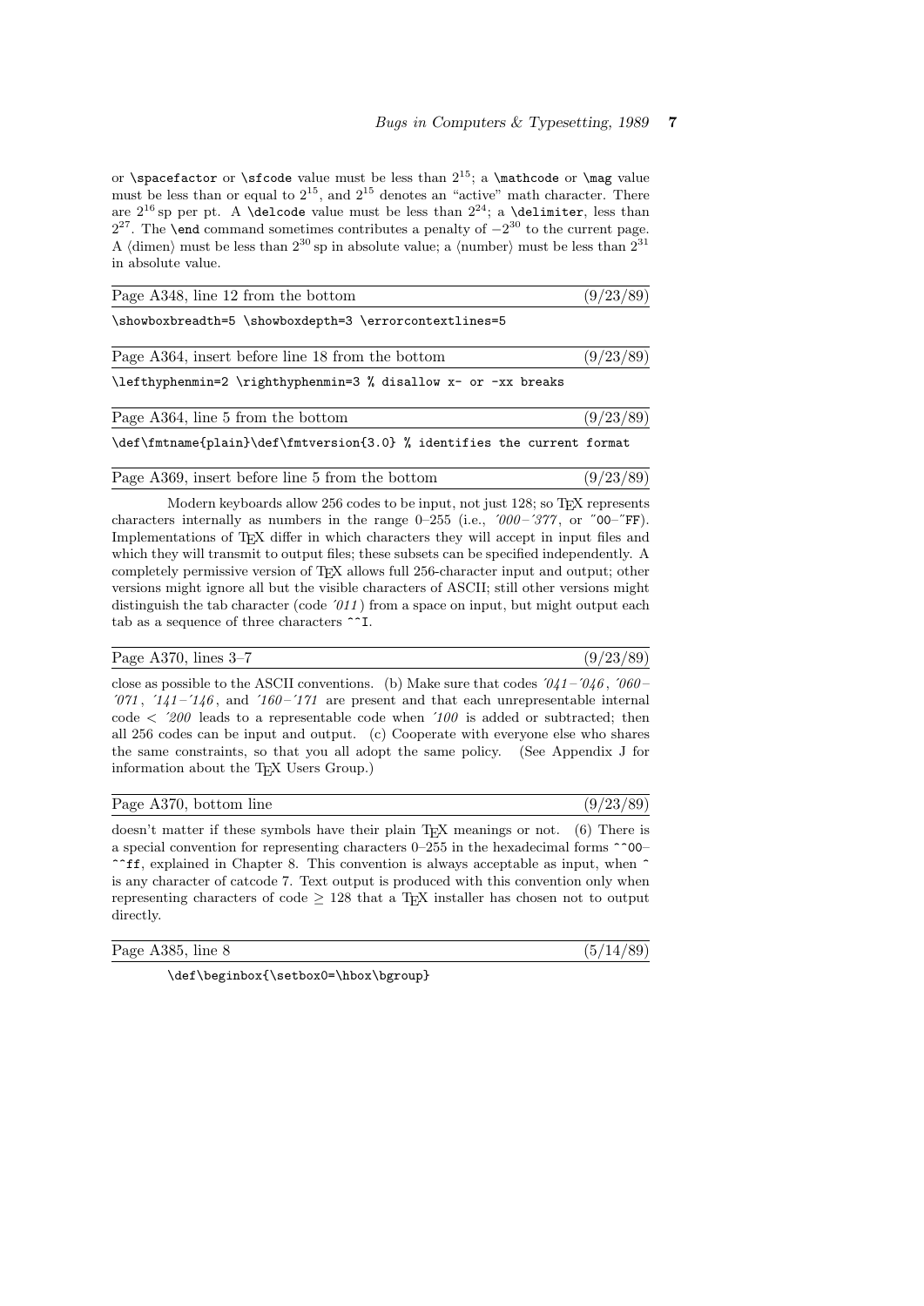or `\spacefactor` or `\sfcode` value must be less than $2^{15}$; a `\mathcode` or `\mag` value must be less than or equal to $2^{15}$, and $2^{15}$ denotes an "active" math character. There are $2^{16}$ sp per pt. A `\delcode` value must be less than $2^{24}$; a `\delimiter`, less than $2^{27}$. The `\end` command sometimes contributes a penalty of $-2^{30}$ to the current page. A ⟨dimen⟩ must be less than $2^{30}$ sp in absolute value; a ⟨number⟩ must be less than $2^{31}$ in absolute value.

---

Page A348, line 12 from the bottom (9/23/89)

```
\showboxbreadth=5 \showboxdepth=3 \errorcontextlines=5
```

---

Page A364, insert before line 18 from the bottom (9/23/89)

```
\lefthyphenmin=2 \righthyphenmin=3 % disallow x- or -xx breaks
```

---

Page A364, line 5 from the bottom (9/23/89)

```
\def\fmtname{plain}\def\fmtversion{3.0} % identifies the current format
```

---

Page A369, insert before line 5 from the bottom (9/23/89)

Modern keyboards allow 256 codes to be input, not just 128; so TeX represents characters internally as numbers in the range 0–255 (i.e., *'000*–*'377*, or "00–"FF). Implementations of TeX differ in which characters they will accept in input files and which they will transmit to output files; these subsets can be specified independently. A completely permissive version of TeX allows full 256-character input and output; other versions might ignore all but the visible characters of ASCII; still other versions might distinguish the tab character (code *'011*) from a space on input, but might output each tab as a sequence of three characters `^^I`.

---

Page A370, lines 3–7 (9/23/89)

close as possible to the ASCII conventions. (b) Make sure that codes *'041*–*'046*, *'060*–*'071*, *'141*–*'146*, and *'160*–*'171* are present and that each unrepresentable internal code < *'200* leads to a representable code when *'100* is added or subtracted; then all 256 codes can be input and output. (c) Cooperate with everyone else who shares the same constraints, so that you all adopt the same policy. (See Appendix J for information about the TeX Users Group.)

---

Page A370, bottom line (9/23/89)

doesn't matter if these symbols have their plain TeX meanings or not. (6) There is a special convention for representing characters 0–255 in the hexadecimal forms `^^00`–`^^ff`, explained in Chapter 8. This convention is always acceptable as input, when `^` is any character of catcode 7. Text output is produced with this convention only when representing characters of code ≥ 128 that a TeX installer has chosen not to output directly.

---

Page A385, line 8 (5/14/89)

```
\def\beginbox{\setbox0=\hbox\bgroup}
```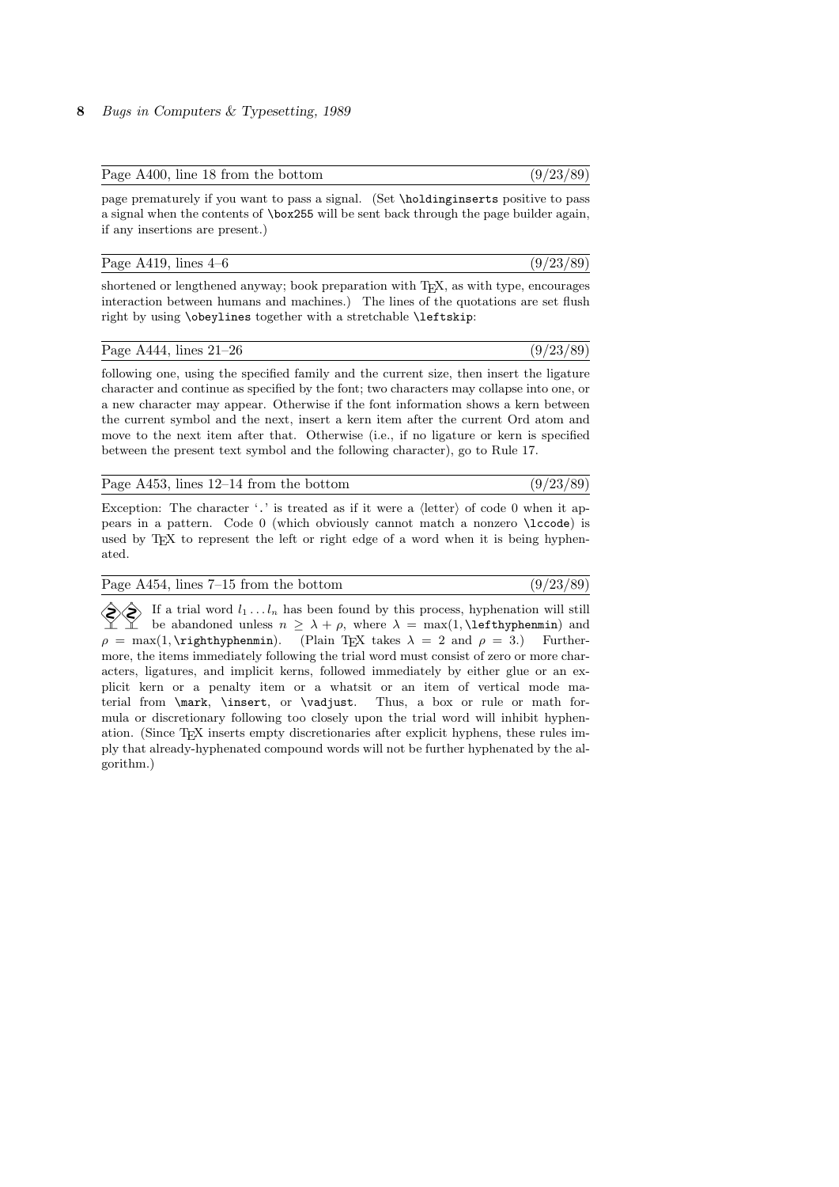**Page A400, line 18 from the bottom** (9/23/89)

page prematurely if you want to pass a signal. (Set `\holdinginserts` positive to pass a signal when the contents of `\box255` will be sent back through the page builder again, if any insertions are present.)

**Page A419, lines 4–6** (9/23/89)

shortened or lengthened anyway; book preparation with TEX, as with type, encourages interaction between humans and machines.) The lines of the quotations are set flush right by using `\obeylines` together with a stretchable `\leftskip`:

**Page A444, lines 21–26** (9/23/89)

following one, using the specified family and the current size, then insert the ligature character and continue as specified by the font; two characters may collapse into one, or a new character may appear. Otherwise if the font information shows a kern between the current symbol and the next, insert a kern item after the current Ord atom and move to the next item after that. Otherwise (i.e., if no ligature or kern is specified between the present text symbol and the following character), go to Rule 17.

**Page A453, lines 12–14 from the bottom** (9/23/89)

Exception: The character '`.`' is treated as if it were a ⟨letter⟩ of code 0 when it appears in a pattern. Code 0 (which obviously cannot match a nonzero `\lccode`) is used by TEX to represent the left or right edge of a word when it is being hyphenated.

**Page A454, lines 7–15 from the bottom** (9/23/89)

If a trial word $l_1 \ldots l_n$ has been found by this process, hyphenation will still be abandoned unless $n \geq \lambda + \rho$, where $\lambda = \max(1, \texttt{\lefthyphenmin})$ and $\rho = \max(1, \texttt{\righthyphenmin})$. (Plain TEX takes $\lambda = 2$ and $\rho = 3$.) Furthermore, the items immediately following the trial word must consist of zero or more characters, ligatures, and implicit kerns, followed immediately by either glue or an explicit kern or a penalty item or a whatsit or an item of vertical mode material from `\mark`, `\insert`, or `\vadjust`. Thus, a box or rule or math formula or discretionary following too closely upon the trial word will inhibit hyphenation. (Since TEX inserts empty discretionaries after explicit hyphens, these rules imply that already-hyphenated compound words will not be further hyphenated by the algorithm.)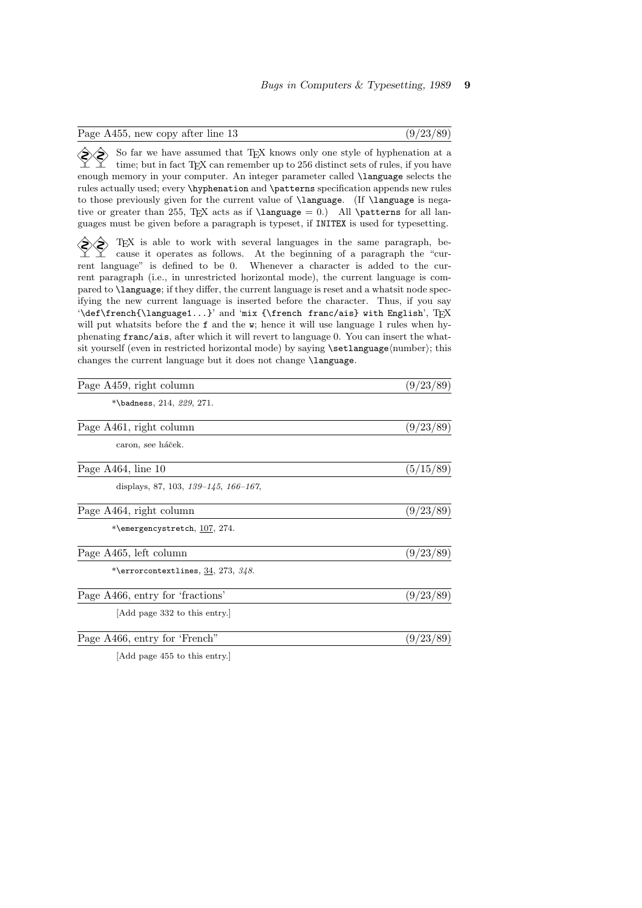Page A455, new copy after line 13 (9/23/89)

So far we have assumed that TEX knows only one style of hyphenation at a time; but in fact TEX can remember up to 256 distinct sets of rules, if you have enough memory in your computer. An integer parameter called `\language` selects the rules actually used; every `\hyphenation` and `\patterns` specification appends new rules to those previously given for the current value of `\language`. (If `\language` is negative or greater than 255, TEX acts as if `\language` = 0.) All `\patterns` for all languages must be given before a paragraph is typeset, if `INITEX` is used for typesetting.

TEX is able to work with several languages in the same paragraph, because it operates as follows. At the beginning of a paragraph the "current language" is defined to be 0. Whenever a character is added to the current paragraph (i.e., in unrestricted horizontal mode), the current language is compared to `\language`; if they differ, the current language is reset and a whatsit node specifying the new current language is inserted before the character. Thus, if you say '`\def\french{\language1...}`' and '`mix {\french franc/ais} with English`', TEX will put whatsits before the `f` and the `w`; hence it will use language 1 rules when hyphenating `franc/ais`, after which it will revert to language 0. You can insert the whatsit yourself (even in restricted horizontal mode) by saying `\setlanguage`⟨number⟩; this changes the current language but it does not change `\language`.

Page A459, right column (9/23/89)

*`\badness`, 214, *229*, 271.

Page A461, right column (9/23/89)

caron, *see* háček.

Page A464, line 10 (5/15/89)

displays, 87, 103, *139–145*, *166–167*,

Page A464, right column (9/23/89)

*`\emergencystretch`, 107, 274.

Page A465, left column (9/23/89)

*`\errorcontextlines`, 34, 273, *348*.

Page A466, entry for 'fractions' (9/23/89)

[Add page 332 to this entry.]

Page A466, entry for 'French" (9/23/89)

[Add page 455 to this entry.]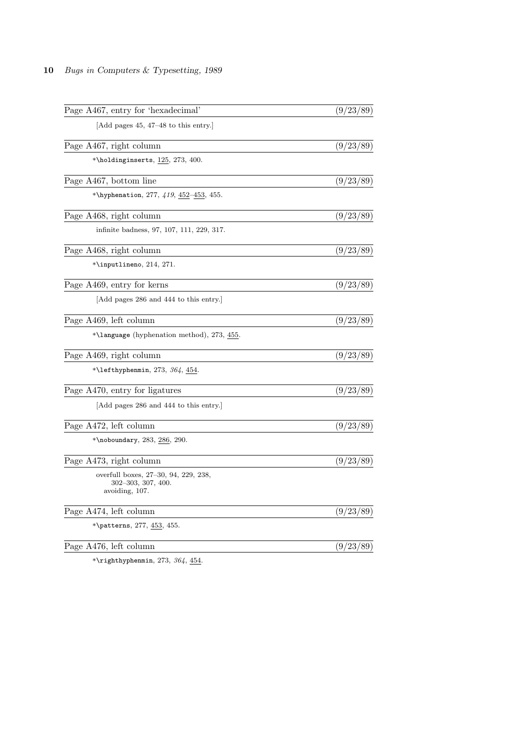Page A467, entry for 'hexadecimal' (9/23/89)

[Add pages 45, 47–48 to this entry.]

Page A467, right column (9/23/89)

*`\holdinginserts`, <u>125</u>, 273, 400.

Page A467, bottom line (9/23/89)

*`\hyphenation`, 277, *419*, <u>452</u>–<u>453</u>, 455.

Page A468, right column (9/23/89)

infinite badness, 97, 107, 111, 229, 317.

Page A468, right column (9/23/89)

*`\inputlineno`, 214, 271.

Page A469, entry for kerns (9/23/89)

[Add pages 286 and 444 to this entry.]

Page A469, left column (9/23/89)

*`\language` (hyphenation method), 273, <u>455</u>.

Page A469, right column (9/23/89)

*`\lefthyphenmin`, 273, *364*, <u>454</u>.

Page A470, entry for ligatures (9/23/89)

[Add pages 286 and 444 to this entry.]

Page A472, left column (9/23/89)

*`\noboundary`, 283, <u>286</u>, 290.

Page A473, right column (9/23/89)

overfull boxes, 27–30, 94, 229, 238,
302–303, 307, 400.
avoiding, 107.

Page A474, left column (9/23/89)

*`\patterns`, 277, <u>453</u>, 455.

Page A476, left column (9/23/89)

*`\righthyphenmin`, 273, *364*, <u>454</u>.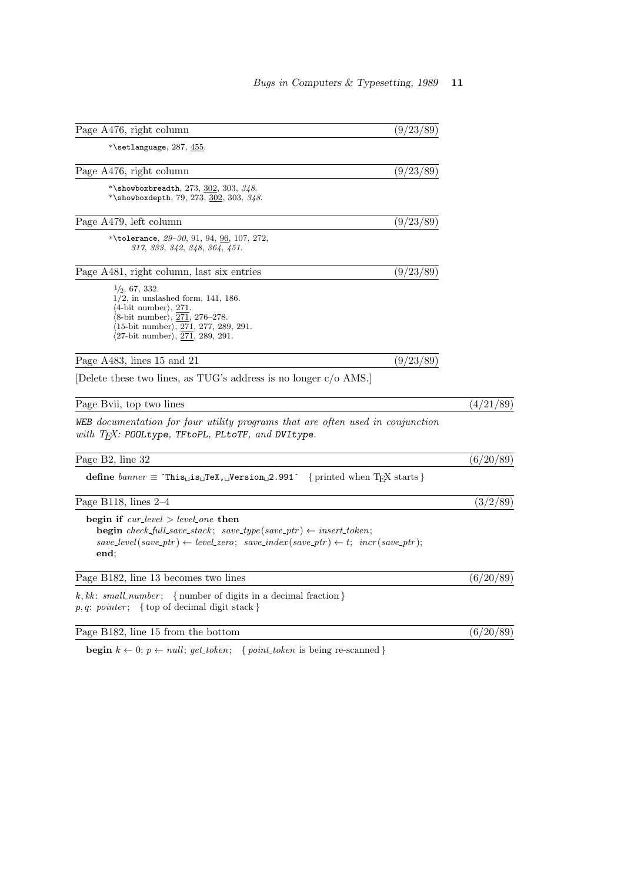Page A476, right column (9/23/89)

*\setlanguage, 287, 455.

Page A476, right column (9/23/89)

*\showboxbreadth, 273, 302, 303, *348*.
*\showboxdepth, 79, 273, 302, 303, *348*.

Page A479, left column (9/23/89)

*\tolerance, *29–30*, 91, 94, 96, 107, 272, *317*, *333*, *342*, *348*, *364*, *451*.

Page A481, right column, last six entries (9/23/89)

½, 67, 332.
1/2, in unslashed form, 141, 186.
⟨4-bit number⟩, 271.
⟨8-bit number⟩, 271, 276–278.
⟨15-bit number⟩, 271, 277, 289, 291.
⟨27-bit number⟩, 271, 289, 291.

Page A483, lines 15 and 21 (9/23/89)

[Delete these two lines, as TUG's address is no longer c/o AMS.]

Page Bvii, top two lines (4/21/89)

*WEB documentation for four utility programs that are often used in conjunction with TeX: POOLtype, TFtoPL, PLtoTF, and DVItype.*

Page B2, line 32 (6/20/89)

**define** *banner* ≡ ´This␣is␣TeX,␣Version␣2.991´ { printed when TeX starts }

Page B118, lines 2–4 (3/2/89)

**begin if** *cur_level* > *level_one* **then**
  **begin** *check_full_save_stack*; *save_type*(*save_ptr*) ← *insert_token*;
  *save_level*(*save_ptr*) ← *level_zero*; *save_index*(*save_ptr*) ← *t*; *incr*(*save_ptr*);
  **end**;

Page B182, line 13 becomes two lines (6/20/89)

*k*, *kk*: *small_number*; { number of digits in a decimal fraction }
*p*, *q*: *pointer*; { top of decimal digit stack }

Page B182, line 15 from the bottom (6/20/89)

**begin** *k* ← 0; *p* ← *null*; *get_token*; { *point_token* is being re-scanned }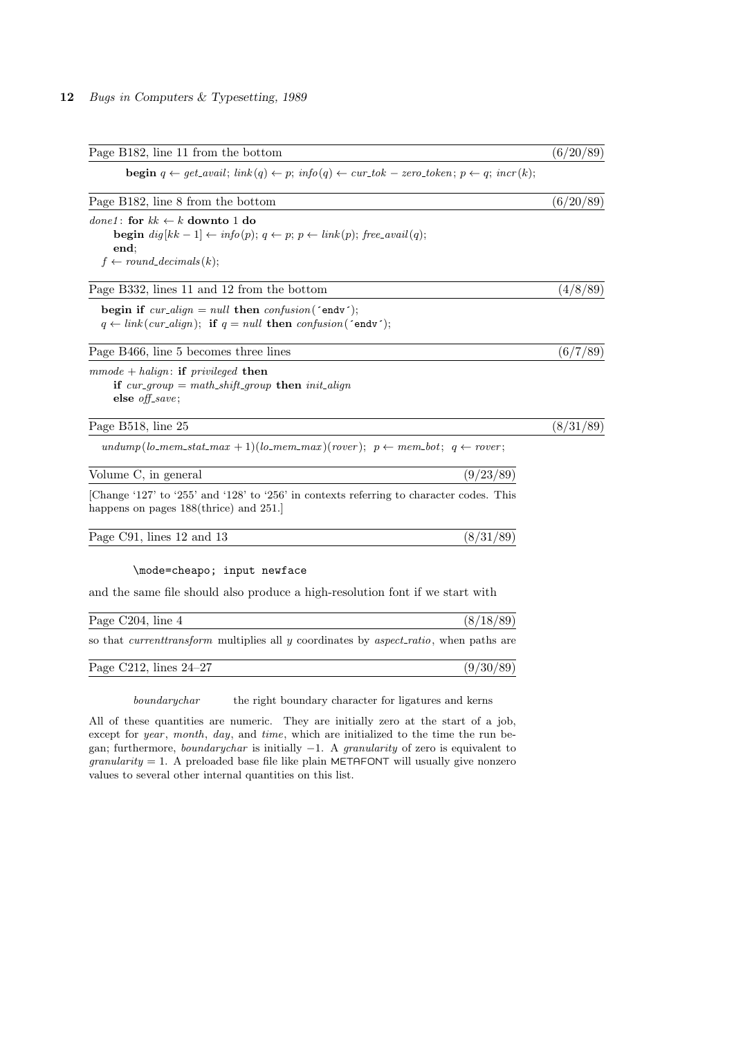Page B182, line 11 from the bottom (6/20/89)

**begin** $q \leftarrow get\_avail$; $link(q) \leftarrow p$; $info(q) \leftarrow cur\_tok - zero\_token$; $p \leftarrow q$; $incr(k)$;

Page B182, line 8 from the bottom (6/20/89)

*done1*: **for** $kk \leftarrow k$ **downto** 1 **do**
  **begin** $dig[kk-1] \leftarrow info(p)$; $q \leftarrow p$; $p \leftarrow link(p)$; $free\_avail(q)$;
  **end**;
$f \leftarrow round\_decimals(k)$;

Page B332, lines 11 and 12 from the bottom (4/8/89)

**begin if** $cur\_align = null$ **then** $confusion($´endv´$)$;
$q \leftarrow link(cur\_align)$; **if** $q = null$ **then** $confusion($´endv´$)$;

Page B466, line 5 becomes three lines (6/7/89)

$mmode + halign$: **if** *privileged* **then**
  **if** $cur\_group = math\_shift\_group$ **then** *init\_align*
  **else** *off\_save*;

Page B518, line 25 (8/31/89)

$undump(lo\_mem\_stat\_max + 1)(lo\_mem\_max)(rover)$; $p \leftarrow mem\_bot$; $q \leftarrow rover$;

Volume C, in general (9/23/89)

[Change '127' to '255' and '128' to '256' in contexts referring to character codes. This happens on pages 188(thrice) and 251.]

Page C91, lines 12 and 13 (8/31/89)

```
\mode=cheapo; input newface
```

and the same file should also produce a high-resolution font if we start with

Page C204, line 4 (8/18/89)

so that *currenttransform* multiplies all $y$ coordinates by *aspect\_ratio*, when paths are

Page C212, lines 24–27 (9/30/89)

*boundarychar* the right boundary character for ligatures and kerns

All of these quantities are numeric. They are initially zero at the start of a job, except for *year*, *month*, *day*, and *time*, which are initialized to the time the run began; furthermore, *boundarychar* is initially $-1$. A *granularity* of zero is equivalent to $granularity = 1$. A preloaded base file like plain METAFONT will usually give nonzero values to several other internal quantities on this list.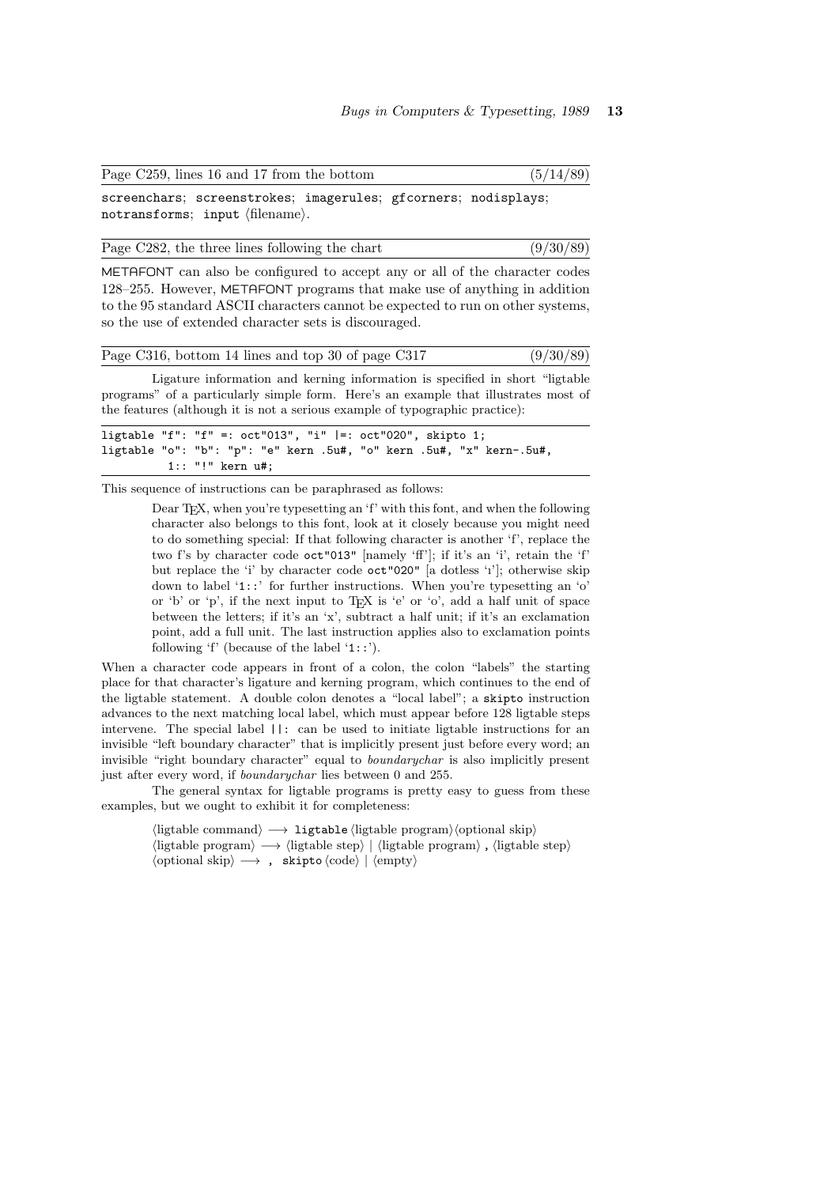Page C259, lines 16 and 17 from the bottom (5/14/89)

`screenchars`; `screenstrokes`; `imagerules`; `gfcorners`; `nodisplays`; `notransforms`; `input` ⟨filename⟩.

Page C282, the three lines following the chart (9/30/89)

METAFONT can also be configured to accept any or all of the character codes 128–255. However, METAFONT programs that make use of anything in addition to the 95 standard ASCII characters cannot be expected to run on other systems, so the use of extended character sets is discouraged.

Page C316, bottom 14 lines and top 30 of page C317 (9/30/89)

Ligature information and kerning information is specified in short "ligtable programs" of a particularly simple form. Here's an example that illustrates most of the features (although it is not a serious example of typographic practice):

```
ligtable "f": "f" =: oct"013", "i" |=: oct"020", skipto 1;
ligtable "o": "b": "p": "e" kern .5u#, "o" kern .5u#, "x" kern-.5u#,
          1:: "!" kern u#;
```

This sequence of instructions can be paraphrased as follows:

> Dear TEX, when you're typesetting an 'f' with this font, and when the following character also belongs to this font, look at it closely because you might need to do something special: If that following character is another 'f', replace the two f's by character code `oct"013"` [namely 'ff']; if it's an 'i', retain the 'f' but replace the 'i' by character code `oct"020"` [a dotless 'ı']; otherwise skip down to label '`1::`' for further instructions. When you're typesetting an 'o' or 'b' or 'p', if the next input to TEX is 'e' or 'o', add a half unit of space between the letters; if it's an 'x', subtract a half unit; if it's an exclamation point, add a full unit. The last instruction applies also to exclamation points following 'f' (because of the label '`1::`').

When a character code appears in front of a colon, the colon "labels" the starting place for that character's ligature and kerning program, which continues to the end of the ligtable statement. A double colon denotes a "local label"; a `skipto` instruction advances to the next matching local label, which must appear before 128 ligtable steps intervene. The special label `||:` can be used to initiate ligtable instructions for an invisible "left boundary character" that is implicitly present just before every word; an invisible "right boundary character" equal to *boundarychar* is also implicitly present just after every word, if *boundarychar* lies between 0 and 255.

The general syntax for ligtable programs is pretty easy to guess from these examples, but we ought to exhibit it for completeness:

> ⟨ligtable command⟩ ⟶ `ligtable` ⟨ligtable program⟩⟨optional skip⟩
> ⟨ligtable program⟩ ⟶ ⟨ligtable step⟩ | ⟨ligtable program⟩ `,` ⟨ligtable step⟩
> ⟨optional skip⟩ ⟶ `, skipto` ⟨code⟩ | ⟨empty⟩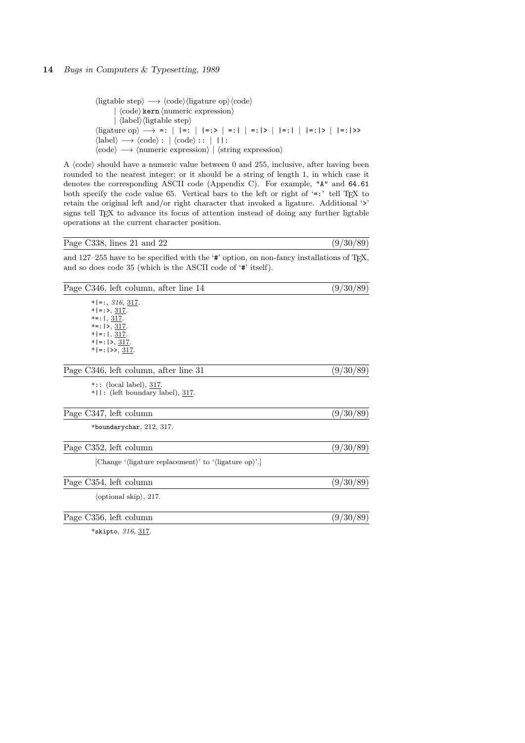⟨ligtable step⟩ ⟶ ⟨code⟩⟨ligature op⟩⟨code⟩
  | ⟨code⟩ `kern` ⟨numeric expression⟩
  | ⟨label⟩⟨ligtable step⟩
⟨ligature op⟩ ⟶ `=:` | `|=:` | `|=:>` | `=:|` | `=:|>` | `|=:|` | `|=:|>` | `|=:|>>`
⟨label⟩ ⟶ ⟨code⟩ `:` | ⟨code⟩ `::` | `||:`
⟨code⟩ ⟶ ⟨numeric expression⟩ | ⟨string expression⟩

A ⟨code⟩ should have a numeric value between 0 and 255, inclusive, after having been rounded to the nearest integer; or it should be a string of length 1, in which case it denotes the corresponding ASCII code (Appendix C). For example, `"A"` and `64.61` both specify the code value 65. Vertical bars to the left or right of '`=:`' tell TeX to retain the original left and/or right character that invoked a ligature. Additional '`>`' signs tell TeX to advance its focus of attention instead of doing any further ligtable operations at the current character position.

---

Page C338, lines 21 and 22 (9/30/89)

and 127–255 have to be specified with the '`#`' option, on non-fancy installations of TeX, and so does code 35 (which is the ASCII code of '`#`' itself).

---

Page C346, left column, after line 14 (9/30/89)

*`|=:`, *316*, 317.
*`|=:>`, 317.
*`=:|`, 317.
*`=:|>`, 317.
*`|=:|`, 317.
*`|=:|>`, 317.
*`|=:|>>`, 317.

---

Page C346, left column, after line 31 (9/30/89)

*`::` (local label), 317.
*`||:` (left boundary label), 317.

---

Page C347, left column (9/30/89)

*`boundarychar`, 212, 317.

---

Page C352, left column (9/30/89)

[Change '⟨ligature replacement⟩' to '⟨ligature op⟩'.]

---

Page C354, left column (9/30/89)

⟨optional skip⟩, 217.

---

Page C356, left column (9/30/89)

*`skipto`, *316*, 317.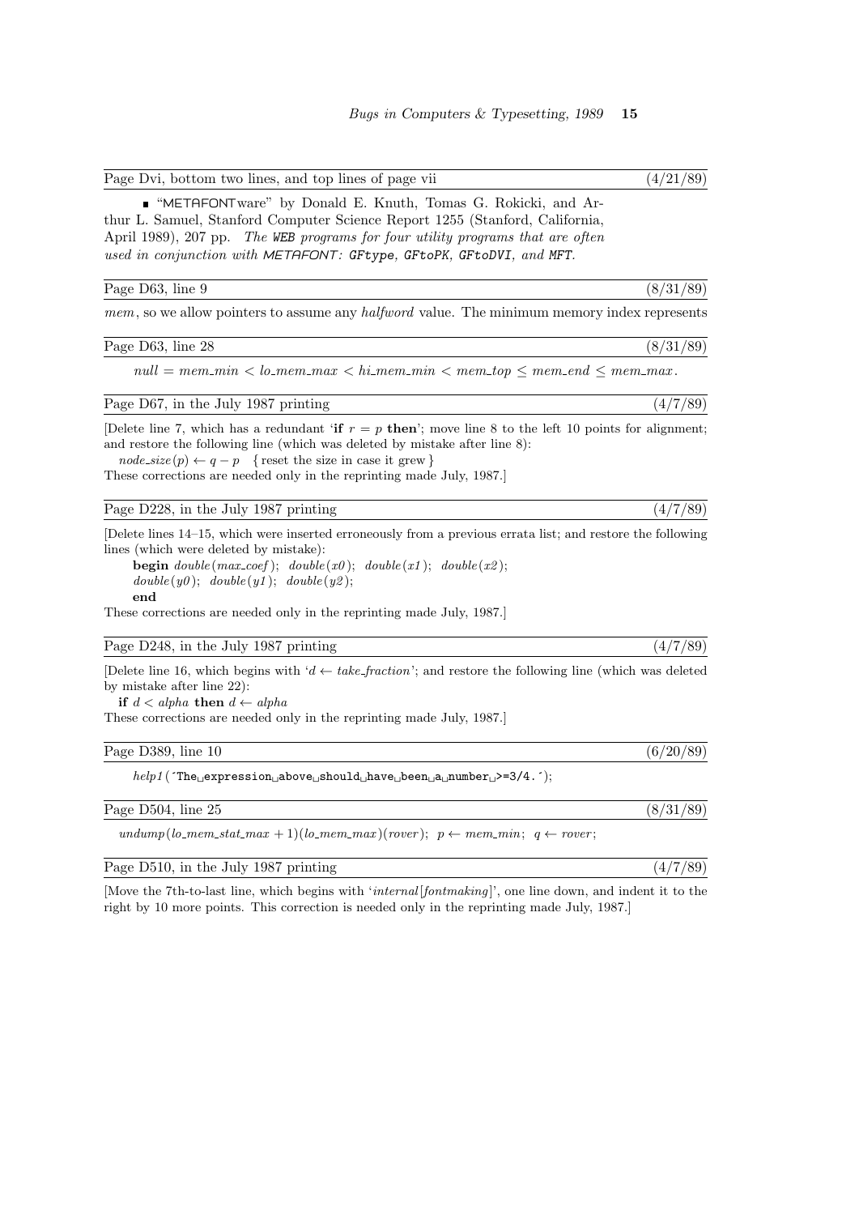Page Dvi, bottom two lines, and top lines of page vii (4/21/89)

- "METAFONTware" by Donald E. Knuth, Tomas G. Rokicki, and Arthur L. Samuel, Stanford Computer Science Report 1255 (Stanford, California, April 1989), 207 pp. *The WEB programs for four utility programs that are often used in conjunction with METAFONT: GFtype, GFtoPK, GFtoDVI, and MFT.*

Page D63, line 9 (8/31/89)

*mem*, so we allow pointers to assume any *halfword* value. The minimum memory index represents

Page D63, line 28 (8/31/89)

$null = mem\_min < lo\_mem\_max < hi\_mem\_min < mem\_top \le mem\_end \le mem\_max.$

Page D67, in the July 1987 printing (4/7/89)

[Delete line 7, which has a redundant '**if** $r = p$ **then**'; move line 8 to the left 10 points for alignment; and restore the following line (which was deleted by mistake after line 8):

$node\_size(p) \leftarrow q - p$ { reset the size in case it grew }

These corrections are needed only in the reprinting made July, 1987.]

Page D228, in the July 1987 printing (4/7/89)

[Delete lines 14–15, which were inserted erroneously from a previous errata list; and restore the following lines (which were deleted by mistake):

**begin** *double*(*max_coef*); *double*(*x0*); *double*(*x1*); *double*(*x2*);
*double*(*y0*); *double*(*y1*); *double*(*y2*);
**end**

These corrections are needed only in the reprinting made July, 1987.]

Page D248, in the July 1987 printing (4/7/89)

[Delete line 16, which begins with '$d \leftarrow take\_fraction$'; and restore the following line (which was deleted by mistake after line 22):

**if** $d < alpha$ **then** $d \leftarrow alpha$

These corrections are needed only in the reprinting made July, 1987.]

Page D389, line 10 (6/20/89)

*help1*(´The␣expression␣above␣should␣have␣been␣a␣number␣>=3/4.´);

Page D504, line 25 (8/31/89)

$undump(lo\_mem\_stat\_max + 1)(lo\_mem\_max)(rover)$; $p \leftarrow mem\_min$; $q \leftarrow rover$;

Page D510, in the July 1987 printing (4/7/89)

[Move the 7th-to-last line, which begins with '*internal*[*fontmaking*]', one line down, and indent it to the right by 10 more points. This correction is needed only in the reprinting made July, 1987.]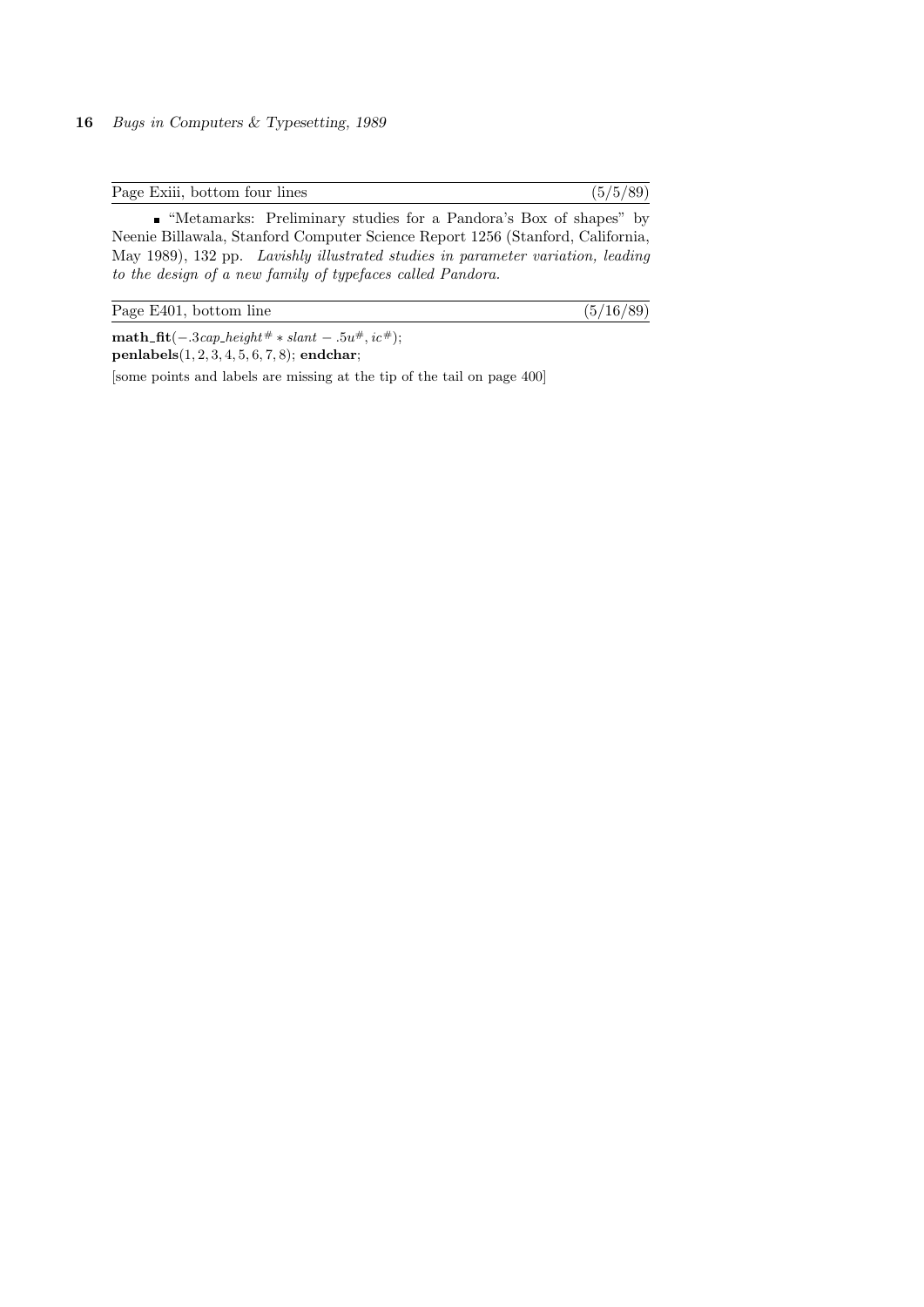Page Exiii, bottom four lines (5/5/89)

■ “Metamarks: Preliminary studies for a Pandora’s Box of shapes” by Neenie Billawala, Stanford Computer Science Report 1256 (Stanford, California, May 1989), 132 pp. *Lavishly illustrated studies in parameter variation, leading to the design of a new family of typefaces called Pandora.*

Page E401, bottom line (5/16/89)

**math_fit**$(-.3cap\_height^{\#} * slant - .5u^{\#}, ic^{\#})$;
**penlabels**$(1, 2, 3, 4, 5, 6, 7, 8)$; **endchar**;

[some points and labels are missing at the tip of the tail on page 400]